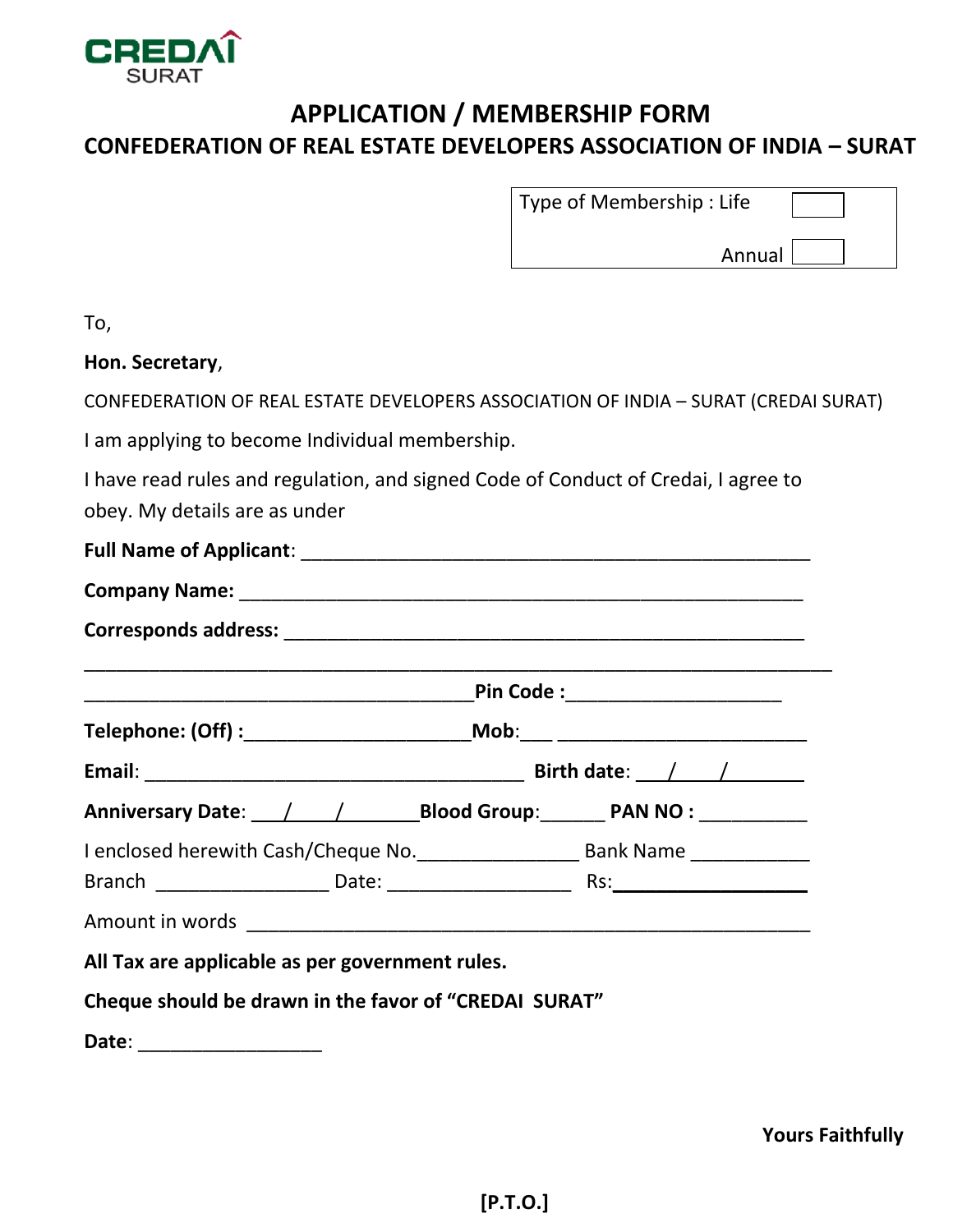CREDAI
SURAT

# APPLICATION / MEMBERSHIP FORM

## CONFEDERATION OF REAL ESTATE DEVELOPERS ASSOCIATION OF INDIA – SURAT

Type of Membership : Life ☐

Annual ☐

To,

**Hon. Secretary**,

CONFEDERATION OF REAL ESTATE DEVELOPERS ASSOCIATION OF INDIA – SURAT (CREDAI SURAT)

I am applying to become Individual membership.

I have read rules and regulation, and signed Code of Conduct of Credai, I agree to obey. My details are as under

**Full Name of Applicant**: ______________________________________________

**Company Name:** ______________________________________________

**Corresponds address:** ______________________________________________

______________________________________________________________________

____________________________________**Pin Code :**____________________

**Telephone: (Off) :**____________________**Mob**:___ ______________________

**Email**: __________________________________ **Birth date**: ___/____/_______

**Anniversary Date**: ___/____/_______**Blood Group**:______ **PAN NO :** __________

I enclosed herewith Cash/Cheque No.______________ Bank Name ___________

Branch ________________ Date: _________________ Rs:___________________

Amount in words ______________________________________________________

**All Tax are applicable as per government rules.**

**Cheque should be drawn in the favor of "CREDAI SURAT"**

**Date**: _________________

**Yours Faithfully**

**[P.T.O.]**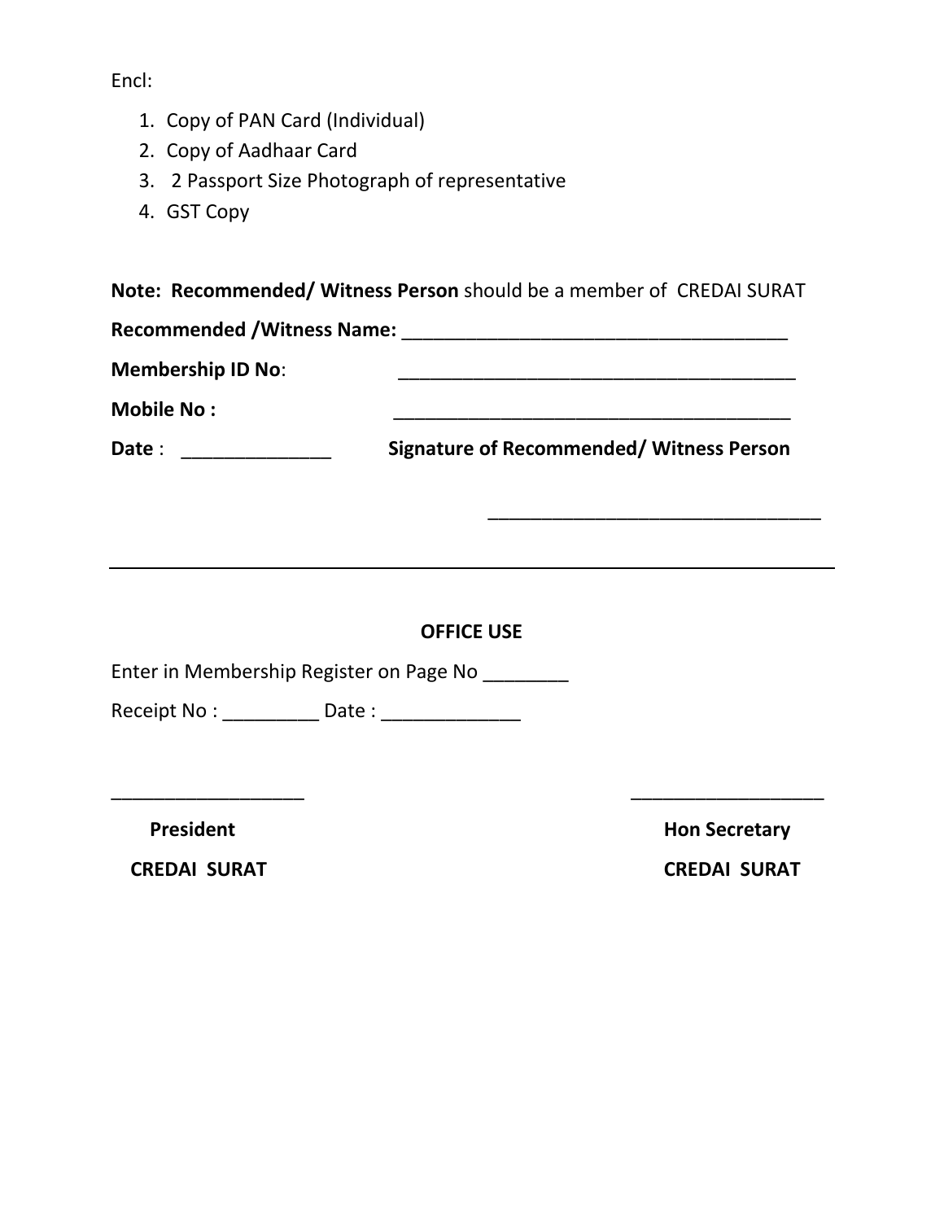Encl:

1. Copy of PAN Card (Individual)
2. Copy of Aadhaar Card
3. 2 Passport Size Photograph of representative
4. GST Copy

**Note: Recommended/ Witness Person** should be a member of CREDAI SURAT

**Recommended /Witness Name:** _____________________________________

**Membership ID No**: _____________________________________

**Mobile No :** _____________________________________

**Date** : ______________ **Signature of Recommended/ Witness Person**

_______________________________

---

**OFFICE USE**

Enter in Membership Register on Page No ________

Receipt No : _________ Date : _____________

__________________ __________________

**President** **Hon Secretary**

**CREDAI SURAT** **CREDAI SURAT**